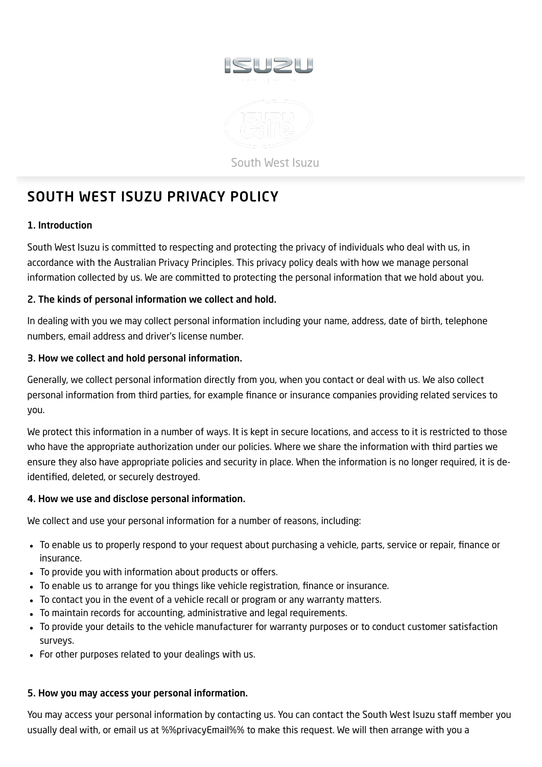South West Isuzu

# SOUTH WEST ISUZU PRIVACY POLICY

### 1. Introduction

South West Isuzu is committed to respecting and protecting the privacy of individuals who deal with us, in accordance with the Australian Privacy Principles. This privacy policy deals with how we manage personal information collected by us. We are committed to protecting the personal information that we hold about you.

### 2. The kinds of personal information we collect and hold.

In dealing with you we may collect personal information including your name, address, date of birth, telephone numbers, email address and driver's license number.

### 3. How we collect and hold personal information.

Generally, we collect personal information directly from you, when you contact or deal with us. We also collect personal information from third parties, for example finance or insurance companies providing related services to you.

We protect this information in a number of ways. It is kept in secure locations, and access to it is restricted to those who have the appropriate authorization under our policies. Where we share the information with third parties we ensure they also have appropriate policies and security in place. When the information is no longer required, it is de-identified, deleted, or securely destroyed.

### 4. How we use and disclose personal information.

We collect and use your personal information for a number of reasons, including:

- To enable us to properly respond to your request about purchasing a vehicle, parts, service or repair, finance or insurance.
- To provide you with information about products or offers.
- To enable us to arrange for you things like vehicle registration, finance or insurance.
- To contact you in the event of a vehicle recall or program or any warranty matters.
- To maintain records for accounting, administrative and legal requirements.
- To provide your details to the vehicle manufacturer for warranty purposes or to conduct customer satisfaction surveys.
- For other purposes related to your dealings with us.

### 5. How you may access your personal information.

You may access your personal information by contacting us. You can contact the South West Isuzu staff member you usually deal with, or email us at %%privacyEmail%% to make this request. We will then arrange with you a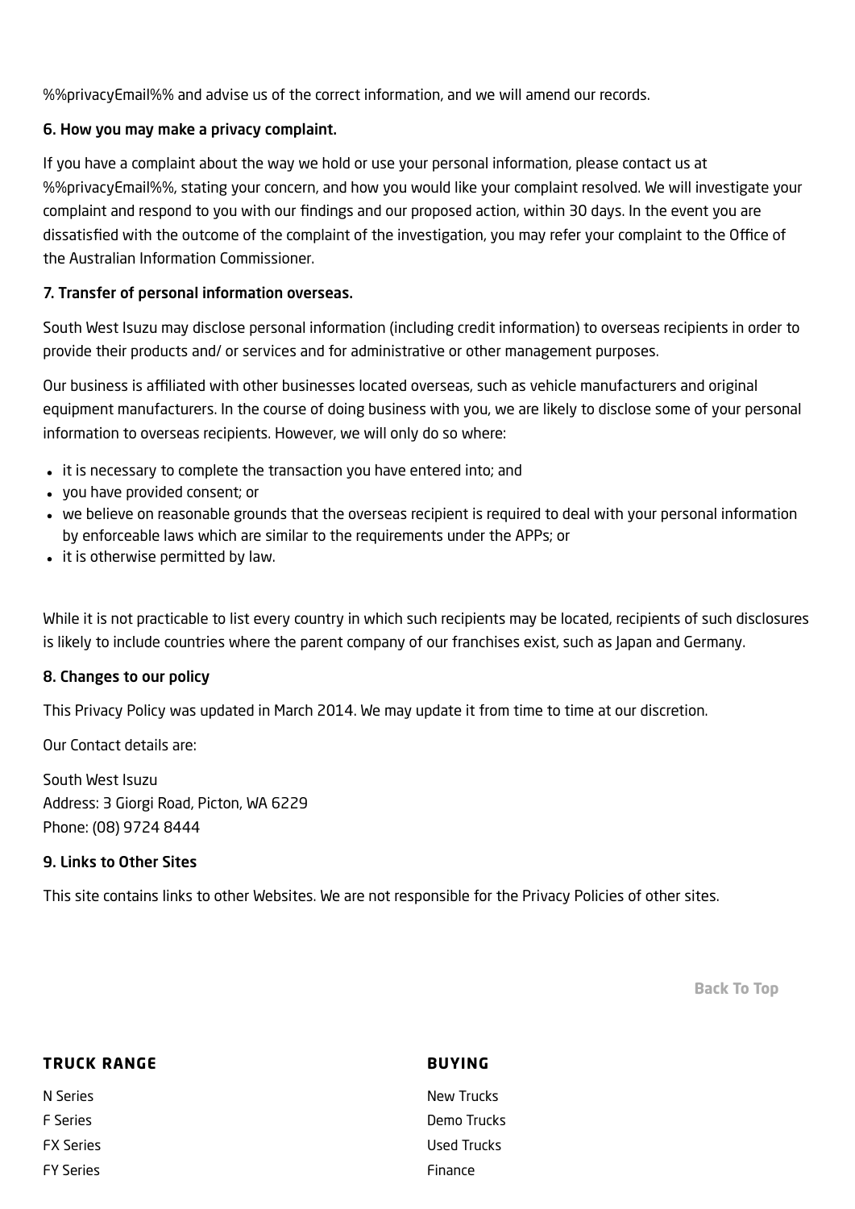%%privacyEmail%% and advise us of the correct information, and we will amend our records.

### 6. How you may make a privacy complaint.

If you have a complaint about the way we hold or use your personal information, please contact us at %%privacyEmail%%, stating your concern, and how you would like your complaint resolved. We will investigate your complaint and respond to you with our findings and our proposed action, within 30 days. In the event you are dissatisfied with the outcome of the complaint of the investigation, you may refer your complaint to the Office of the Australian Information Commissioner.

### 7. Transfer of personal information overseas.

South West Isuzu may disclose personal information (including credit information) to overseas recipients in order to provide their products and/ or services and for administrative or other management purposes.

Our business is affiliated with other businesses located overseas, such as vehicle manufacturers and original equipment manufacturers. In the course of doing business with you, we are likely to disclose some of your personal information to overseas recipients. However, we will only do so where:

- it is necessary to complete the transaction you have entered into; and
- you have provided consent; or
- we believe on reasonable grounds that the overseas recipient is required to deal with your personal information by enforceable laws which are similar to the requirements under the APPs; or
- it is otherwise permitted by law.

While it is not practicable to list every country in which such recipients may be located, recipients of such disclosures is likely to include countries where the parent company of our franchises exist, such as Japan and Germany.

### 8. Changes to our policy

This Privacy Policy was updated in March 2014. We may update it from time to time at our discretion.

Our Contact details are:

South West Isuzu
Address: 3 Giorgi Road, Picton, WA 6229
Phone: (08) 9724 8444

### 9. Links to Other Sites

This site contains links to other Websites. We are not responsible for the Privacy Policies of other sites.

Back To Top

**TRUCK RANGE**

N Series
F Series
FX Series
FY Series

**BUYING**

New Trucks
Demo Trucks
Used Trucks
Finance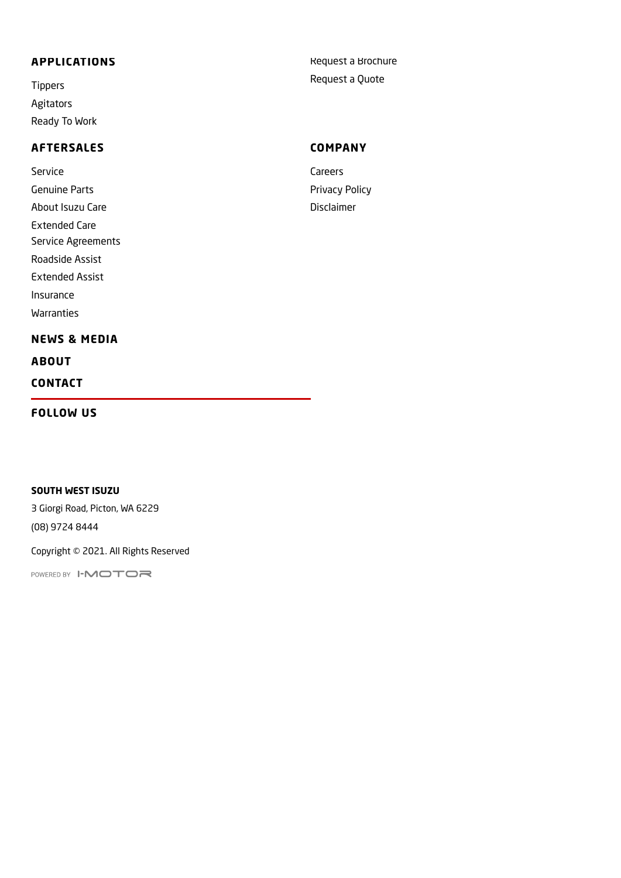## APPLICATIONS

Tippers
Agitators
Ready To Work

Request a Brochure
Request a Quote

## AFTERSALES

Service
Genuine Parts
About Isuzu Care
Extended Care
Service Agreements
Roadside Assist
Extended Assist
Insurance
Warranties

## COMPANY

Careers
Privacy Policy
Disclaimer

## NEWS & MEDIA

## ABOUT

## CONTACT

## FOLLOW US

**SOUTH WEST ISUZU**

3 Giorgi Road, Picton, WA 6229

(08) 9724 8444

Copyright © 2021. All Rights Reserved

POWERED BY I-MOTOR